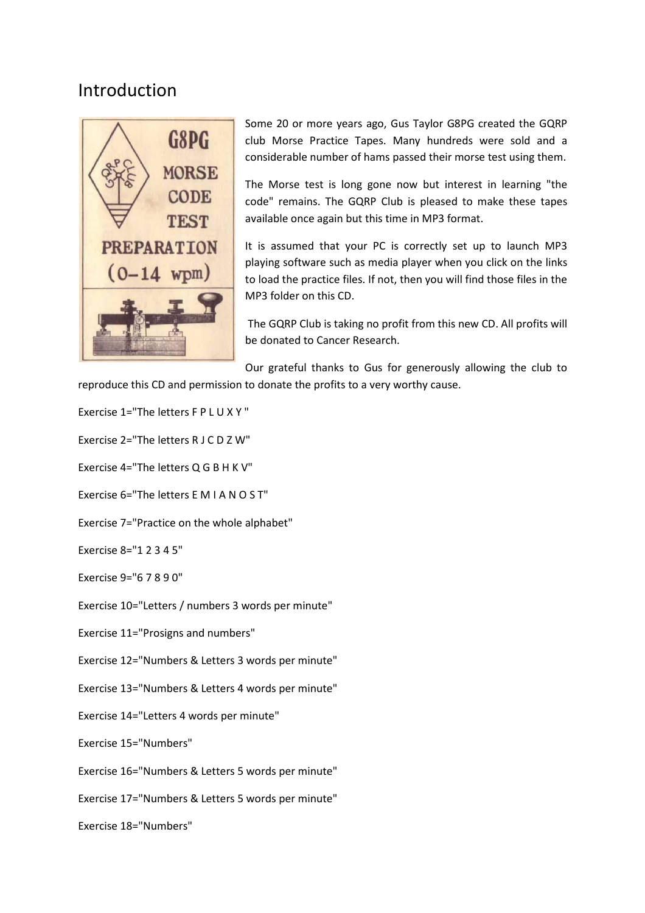# Introduction

Some 20 or more years ago, Gus Taylor G8PG created the GQRP club Morse Practice Tapes. Many hundreds were sold and a considerable number of hams passed their morse test using them.

The Morse test is long gone now but interest in learning "the code" remains. The GQRP Club is pleased to make these tapes available once again but this time in MP3 format.

It is assumed that your PC is correctly set up to launch MP3 playing software such as media player when you click on the links to load the practice files. If not, then you will find those files in the MP3 folder on this CD.

The GQRP Club is taking no profit from this new CD. All profits will be donated to Cancer Research.

Our grateful thanks to Gus for generously allowing the club to reproduce this CD and permission to donate the profits to a very worthy cause.

Exercise 1="The letters F P L U X Y "

Exercise 2="The letters R J C D Z W"

Exercise 4="The letters Q G B H K V"

Exercise 6="The letters E M I A N O S T"

Exercise 7="Practice on the whole alphabet"

Exercise 8="1 2 3 4 5"

Exercise 9="6 7 8 9 0"

Exercise 10="Letters / numbers 3 words per minute"

Exercise 11="Prosigns and numbers"

Exercise 12="Numbers & Letters 3 words per minute"

Exercise 13="Numbers & Letters 4 words per minute"

Exercise 14="Letters 4 words per minute"

Exercise 15="Numbers"

Exercise 16="Numbers & Letters 5 words per minute"

Exercise 17="Numbers & Letters 5 words per minute"

Exercise 18="Numbers"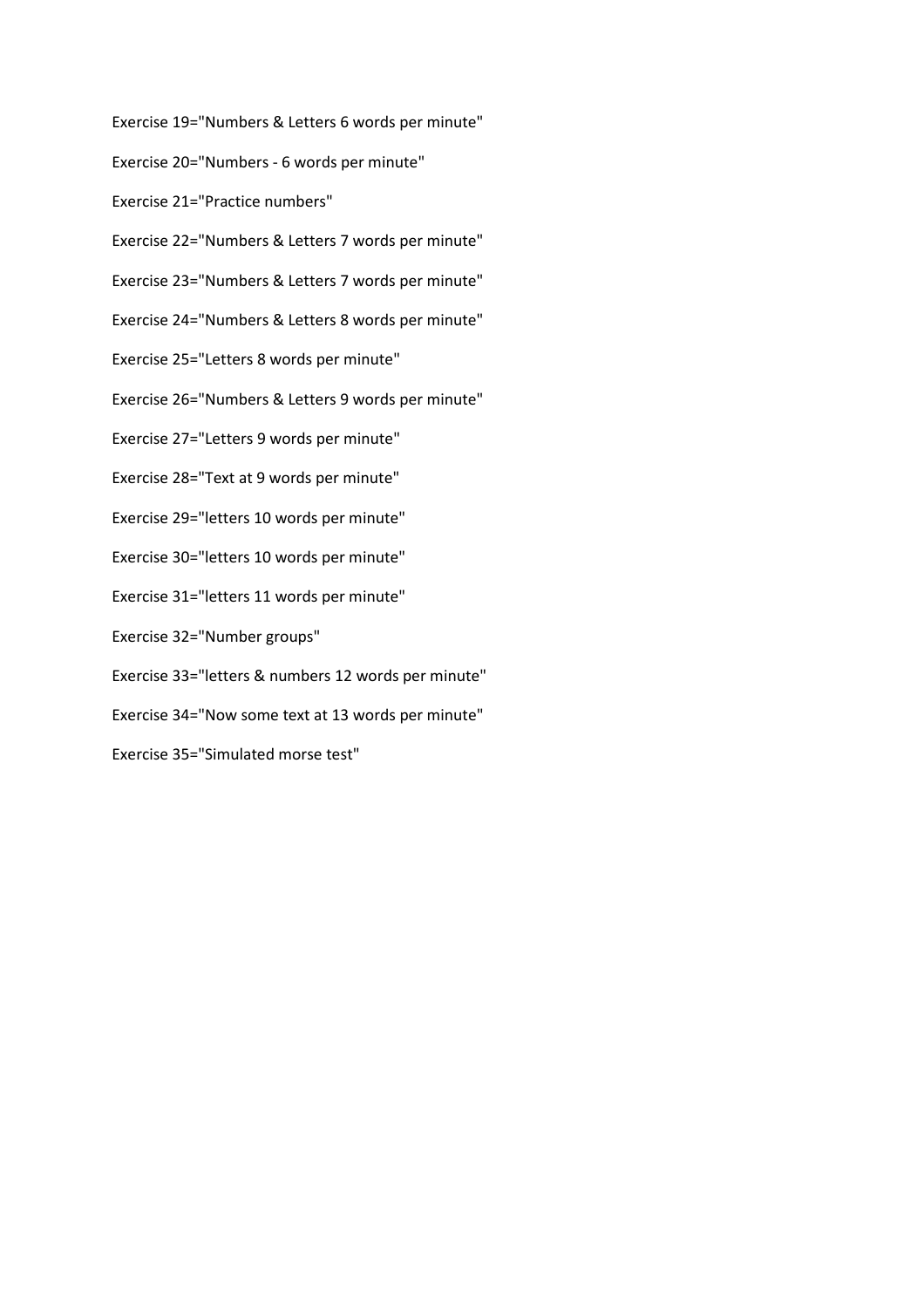Exercise 19="Numbers & Letters 6 words per minute"

Exercise 20="Numbers - 6 words per minute"

Exercise 21="Practice numbers"

Exercise 22="Numbers & Letters 7 words per minute"

Exercise 23="Numbers & Letters 7 words per minute"

Exercise 24="Numbers & Letters 8 words per minute"

Exercise 25="Letters 8 words per minute"

Exercise 26="Numbers & Letters 9 words per minute"

Exercise 27="Letters 9 words per minute"

Exercise 28="Text at 9 words per minute"

Exercise 29="letters 10 words per minute"

Exercise 30="letters 10 words per minute"

Exercise 31="letters 11 words per minute"

Exercise 32="Number groups"

Exercise 33="letters & numbers 12 words per minute"

Exercise 34="Now some text at 13 words per minute"

Exercise 35="Simulated morse test"